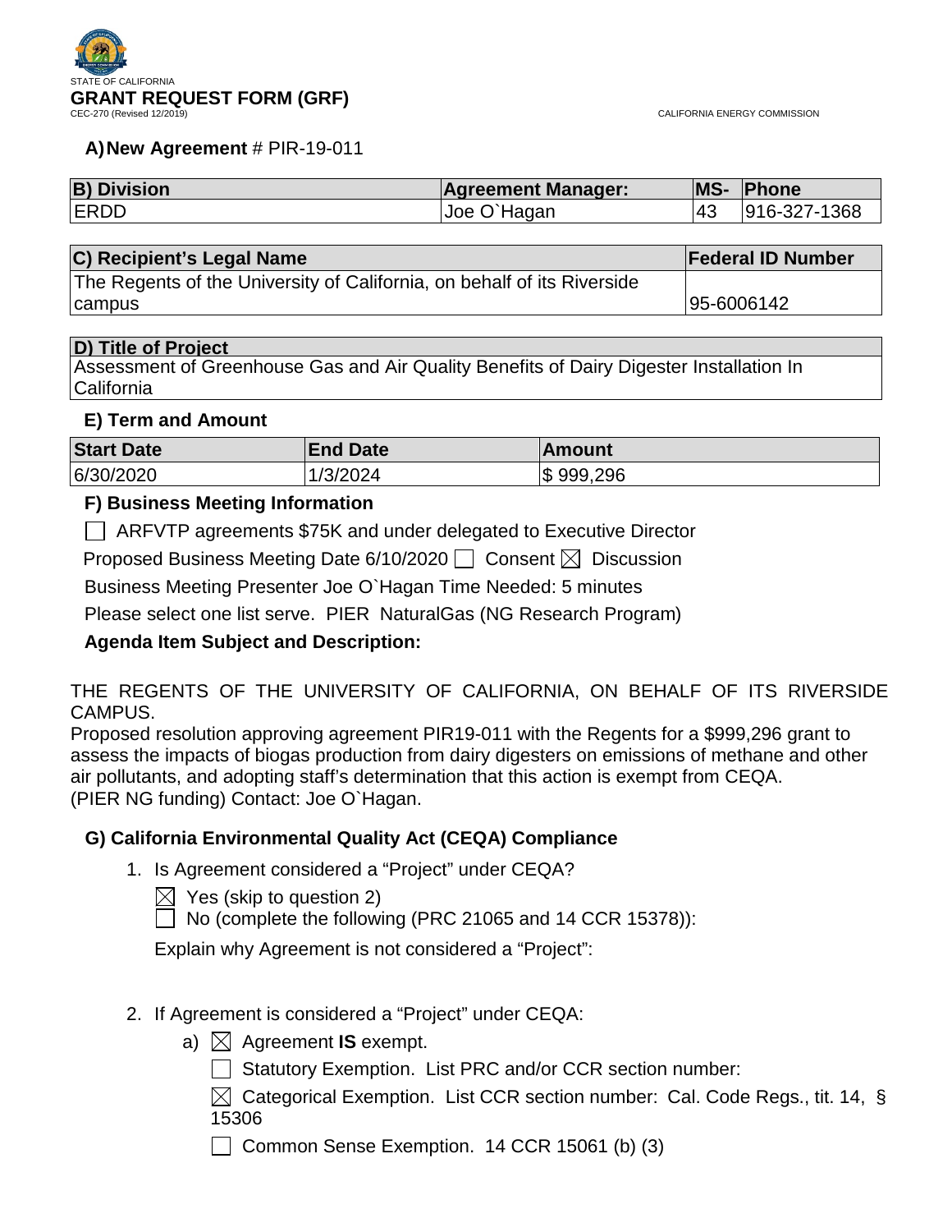STATE OF CALIFORNIA

# GRANT REQUEST FORM (GRF)

CEC-270 (Revised 12/2019)

CALIFORNIA ENERGY COMMISSION

**A) New Agreement** # PIR-19-011

| B) Division | Agreement Manager: | MS- | Phone |
|---|---|---|---|
| ERDD | Joe O`Hagan | 43 | 916-327-1368 |

| C) Recipient's Legal Name | Federal ID Number |
|---|---|
| The Regents of the University of California, on behalf of its Riverside campus | 95-6006142 |

| D) Title of Project |
|---|
| Assessment of Greenhouse Gas and Air Quality Benefits of Dairy Digester Installation In California |

### E) Term and Amount

| Start Date | End Date | Amount |
|---|---|---|
| 6/30/2020 | 1/3/2024 | $ 999,296 |

### F) Business Meeting Information

☐ ARFVTP agreements $75K and under delegated to Executive Director

Proposed Business Meeting Date 6/10/2020 ☐ Consent ☒ Discussion

Business Meeting Presenter Joe O`Hagan Time Needed: 5 minutes

Please select one list serve. PIER NaturalGas (NG Research Program)

**Agenda Item Subject and Description:**

THE REGENTS OF THE UNIVERSITY OF CALIFORNIA, ON BEHALF OF ITS RIVERSIDE CAMPUS.
Proposed resolution approving agreement PIR19-011 with the Regents for a $999,296 grant to assess the impacts of biogas production from dairy digesters on emissions of methane and other air pollutants, and adopting staff's determination that this action is exempt from CEQA. (PIER NG funding) Contact: Joe O`Hagan.

### G) California Environmental Quality Act (CEQA) Compliance

1. Is Agreement considered a "Project" under CEQA?

   ☒ Yes (skip to question 2)
   ☐ No (complete the following (PRC 21065 and 14 CCR 15378)):

   Explain why Agreement is not considered a "Project":

2. If Agreement is considered a "Project" under CEQA:

   a) ☒ Agreement **IS** exempt.

      ☐ Statutory Exemption. List PRC and/or CCR section number:

      ☒ Categorical Exemption. List CCR section number: Cal. Code Regs., tit. 14, § 15306

      ☐ Common Sense Exemption. 14 CCR 15061 (b) (3)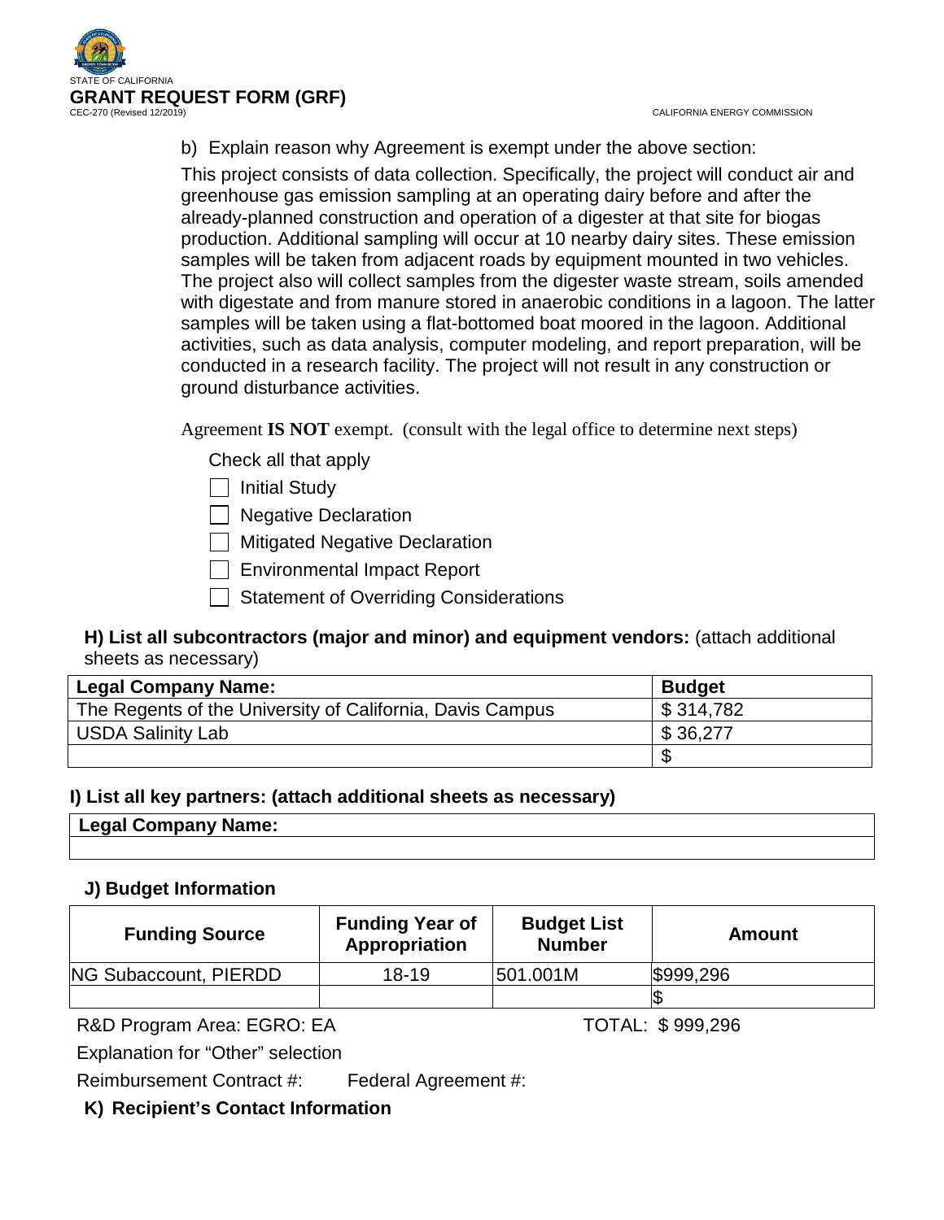b) Explain reason why Agreement is exempt under the above section:

This project consists of data collection. Specifically, the project will conduct air and greenhouse gas emission sampling at an operating dairy before and after the already-planned construction and operation of a digester at that site for biogas production. Additional sampling will occur at 10 nearby dairy sites. These emission samples will be taken from adjacent roads by equipment mounted in two vehicles. The project also will collect samples from the digester waste stream, soils amended with digestate and from manure stored in anaerobic conditions in a lagoon. The latter samples will be taken using a flat-bottomed boat moored in the lagoon. Additional activities, such as data analysis, computer modeling, and report preparation, will be conducted in a research facility. The project will not result in any construction or ground disturbance activities.

Agreement **IS NOT** exempt. (consult with the legal office to determine next steps)

Check all that apply

- ☐ Initial Study
- ☐ Negative Declaration
- ☐ Mitigated Negative Declaration
- ☐ Environmental Impact Report
- ☐ Statement of Overriding Considerations

**H) List all subcontractors (major and minor) and equipment vendors:** (attach additional sheets as necessary)

| Legal Company Name: | Budget |
|---|---|
| The Regents of the University of California, Davis Campus | $ 314,782 |
| USDA Salinity Lab | $ 36,277 |
| | $ |

**I) List all key partners: (attach additional sheets as necessary)**

| Legal Company Name: |
|---|
| |

**J) Budget Information**

| Funding Source | Funding Year of Appropriation | Budget List Number | Amount |
|---|---|---|---|
| NG Subaccount, PIERDD | 18-19 | 501.001M | $999,296 |
| | | | $ |

R&D Program Area: EGRO: EA TOTAL: $ 999,296

Explanation for "Other" selection

Reimbursement Contract #: Federal Agreement #:

**K) Recipient's Contact Information**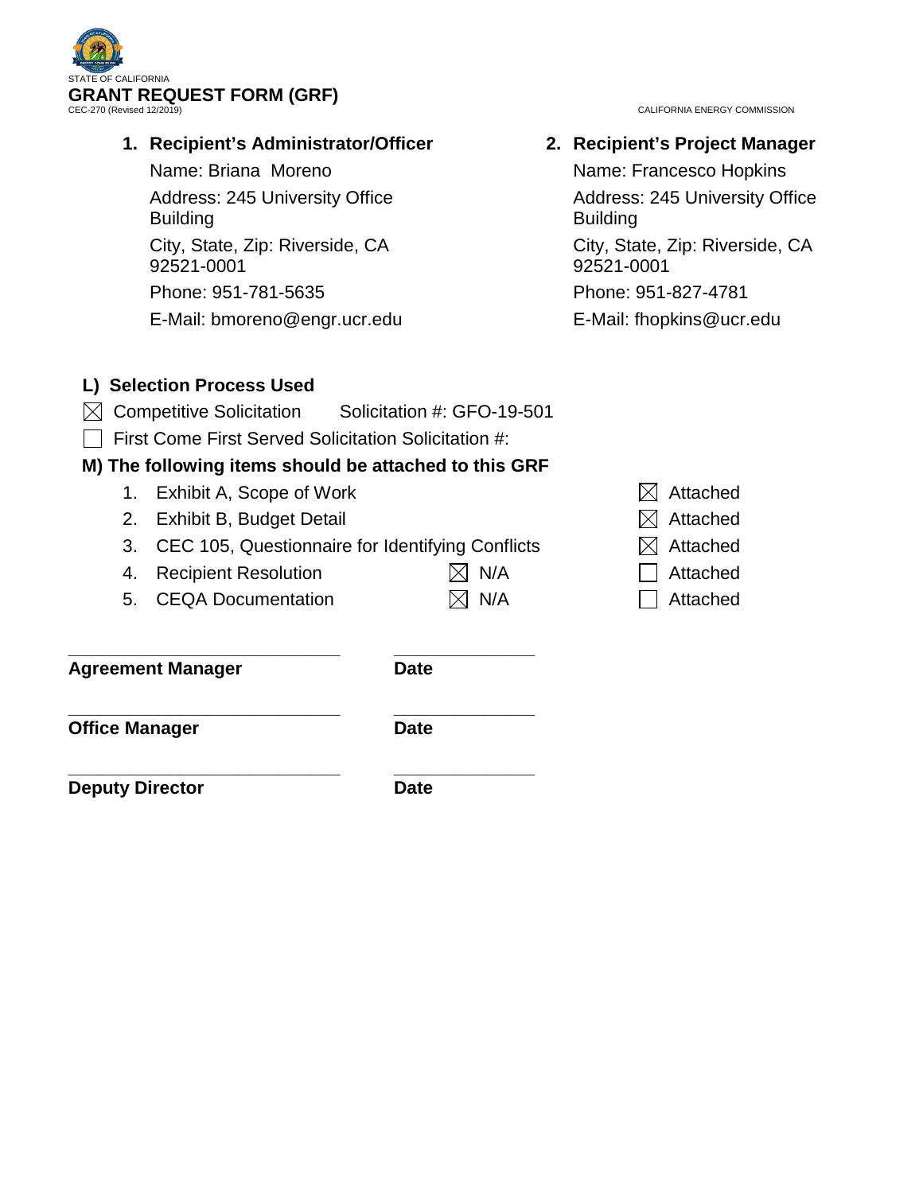STATE OF CALIFORNIA

**GRANT REQUEST FORM (GRF)**

CEC-270 (Revised 12/2019)

CALIFORNIA ENERGY COMMISSION

**1. Recipient's Administrator/Officer**

Name: Briana Moreno

Address: 245 University Office Building

City, State, Zip: Riverside, CA 92521-0001

Phone: 951-781-5635

E-Mail: bmoreno@engr.ucr.edu

**2. Recipient's Project Manager**

Name: Francesco Hopkins

Address: 245 University Office Building

City, State, Zip: Riverside, CA 92521-0001

Phone: 951-827-4781

E-Mail: fhopkins@ucr.edu

**L) Selection Process Used**

☒ Competitive Solicitation Solicitation #: GFO-19-501

☐ First Come First Served Solicitation Solicitation #:

**M) The following items should be attached to this GRF**

| | Item | N/A | Attached |
|---|---|---|---|
| 1. | Exhibit A, Scope of Work | | ☒ Attached |
| 2. | Exhibit B, Budget Detail | | ☒ Attached |
| 3. | CEC 105, Questionnaire for Identifying Conflicts | | ☒ Attached |
| 4. | Recipient Resolution | ☒ N/A | ☐ Attached |
| 5. | CEQA Documentation | ☒ N/A | ☐ Attached |

_____________________________ _______________

**Agreement Manager** **Date**

_____________________________ _______________

**Office Manager** **Date**

_____________________________ _______________

**Deputy Director** **Date**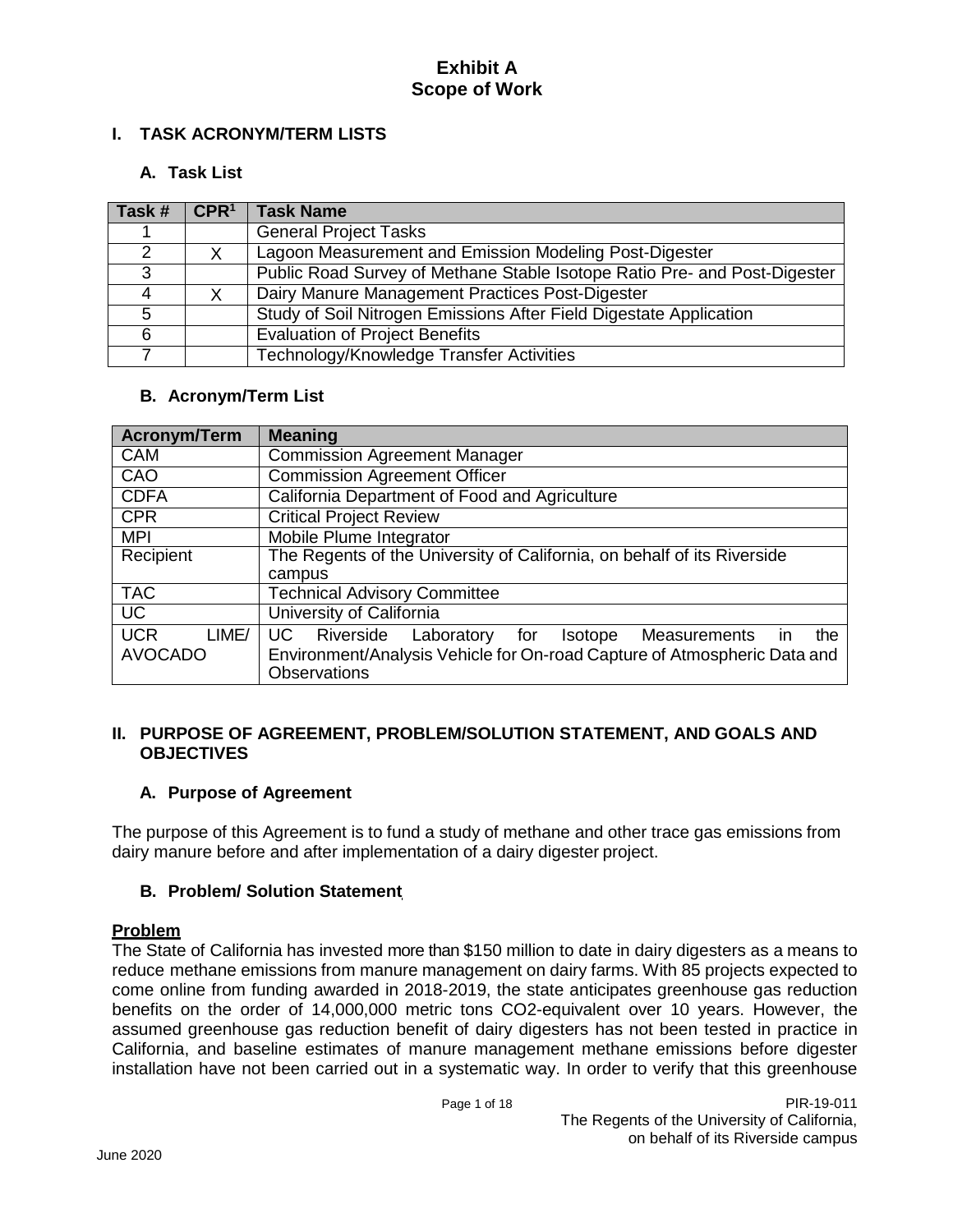# Exhibit A
# Scope of Work

## I. TASK ACRONYM/TERM LISTS

### A. Task List

| Task # | CPR[1] | Task Name |
|---|---|---|
| 1 | | General Project Tasks |
| 2 | X | Lagoon Measurement and Emission Modeling Post-Digester |
| 3 | | Public Road Survey of Methane Stable Isotope Ratio Pre- and Post-Digester |
| 4 | X | Dairy Manure Management Practices Post-Digester |
| 5 | | Study of Soil Nitrogen Emissions After Field Digestate Application |
| 6 | | Evaluation of Project Benefits |
| 7 | | Technology/Knowledge Transfer Activities |

### B. Acronym/Term List

| Acronym/Term | Meaning |
|---|---|
| CAM | Commission Agreement Manager |
| CAO | Commission Agreement Officer |
| CDFA | California Department of Food and Agriculture |
| CPR | Critical Project Review |
| MPI | Mobile Plume Integrator |
| Recipient | The Regents of the University of California, on behalf of its Riverside campus |
| TAC | Technical Advisory Committee |
| UC | University of California |
| UCR LIME/ AVOCADO | UC Riverside Laboratory for Isotope Measurements in the Environment/Analysis Vehicle for On-road Capture of Atmospheric Data and Observations |

## II. PURPOSE OF AGREEMENT, PROBLEM/SOLUTION STATEMENT, AND GOALS AND OBJECTIVES

### A. Purpose of Agreement

The purpose of this Agreement is to fund a study of methane and other trace gas emissions from dairy manure before and after implementation of a dairy digester project.

### B. Problem/ Solution Statement

**Problem**

The State of California has invested more than $150 million to date in dairy digesters as a means to reduce methane emissions from manure management on dairy farms. With 85 projects expected to come online from funding awarded in 2018-2019, the state anticipates greenhouse gas reduction benefits on the order of 14,000,000 metric tons CO2-equivalent over 10 years. However, the assumed greenhouse gas reduction benefit of dairy digesters has not been tested in practice in California, and baseline estimates of manure management methane emissions before digester installation have not been carried out in a systematic way. In order to verify that this greenhouse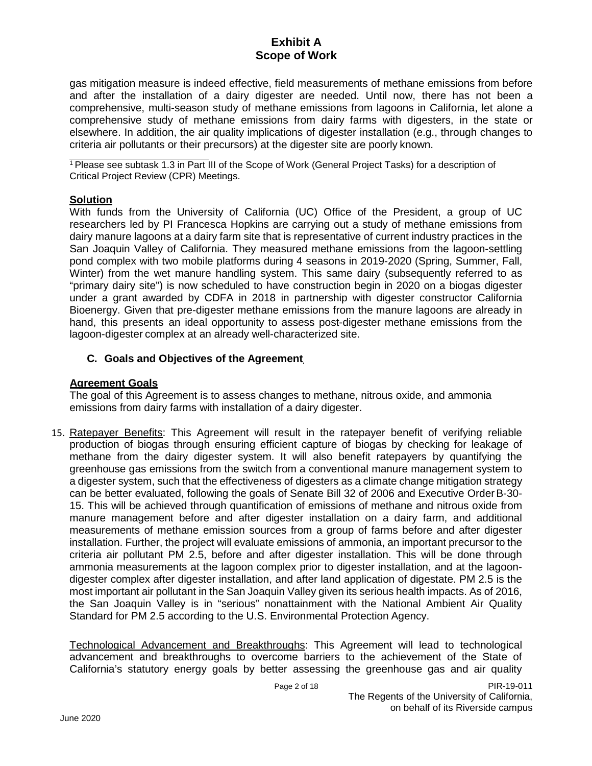gas mitigation measure is indeed effective, field measurements of methane emissions from before and after the installation of a dairy digester are needed. Until now, there has not been a comprehensive, multi-season study of methane emissions from lagoons in California, let alone a comprehensive study of methane emissions from dairy farms with digesters, in the state or elsewhere. In addition, the air quality implications of digester installation (e.g., through changes to criteria air pollutants or their precursors) at the digester site are poorly known.

[1] Please see subtask 1.3 in Part III of the Scope of Work (General Project Tasks) for a description of Critical Project Review (CPR) Meetings.

**Solution**

With funds from the University of California (UC) Office of the President, a group of UC researchers led by PI Francesca Hopkins are carrying out a study of methane emissions from dairy manure lagoons at a dairy farm site that is representative of current industry practices in the San Joaquin Valley of California. They measured methane emissions from the lagoon-settling pond complex with two mobile platforms during 4 seasons in 2019-2020 (Spring, Summer, Fall, Winter) from the wet manure handling system. This same dairy (subsequently referred to as "primary dairy site") is now scheduled to have construction begin in 2020 on a biogas digester under a grant awarded by CDFA in 2018 in partnership with digester constructor California Bioenergy. Given that pre-digester methane emissions from the manure lagoons are already in hand, this presents an ideal opportunity to assess post-digester methane emissions from the lagoon-digester complex at an already well-characterized site.

### C. Goals and Objectives of the Agreement

**Agreement Goals**

The goal of this Agreement is to assess changes to methane, nitrous oxide, and ammonia emissions from dairy farms with installation of a dairy digester.

15. Ratepayer Benefits: This Agreement will result in the ratepayer benefit of verifying reliable production of biogas through ensuring efficient capture of biogas by checking for leakage of methane from the dairy digester system. It will also benefit ratepayers by quantifying the greenhouse gas emissions from the switch from a conventional manure management system to a digester system, such that the effectiveness of digesters as a climate change mitigation strategy can be better evaluated, following the goals of Senate Bill 32 of 2006 and Executive Order B-30-15. This will be achieved through quantification of emissions of methane and nitrous oxide from manure management before and after digester installation on a dairy farm, and additional measurements of methane emission sources from a group of farms before and after digester installation. Further, the project will evaluate emissions of ammonia, an important precursor to the criteria air pollutant PM 2.5, before and after digester installation. This will be done through ammonia measurements at the lagoon complex prior to digester installation, and at the lagoon-digester complex after digester installation, and after land application of digestate. PM 2.5 is the most important air pollutant in the San Joaquin Valley given its serious health impacts. As of 2016, the San Joaquin Valley is in "serious" nonattainment with the National Ambient Air Quality Standard for PM 2.5 according to the U.S. Environmental Protection Agency.

Technological Advancement and Breakthroughs: This Agreement will lead to technological advancement and breakthroughs to overcome barriers to the achievement of the State of California's statutory energy goals by better assessing the greenhouse gas and air quality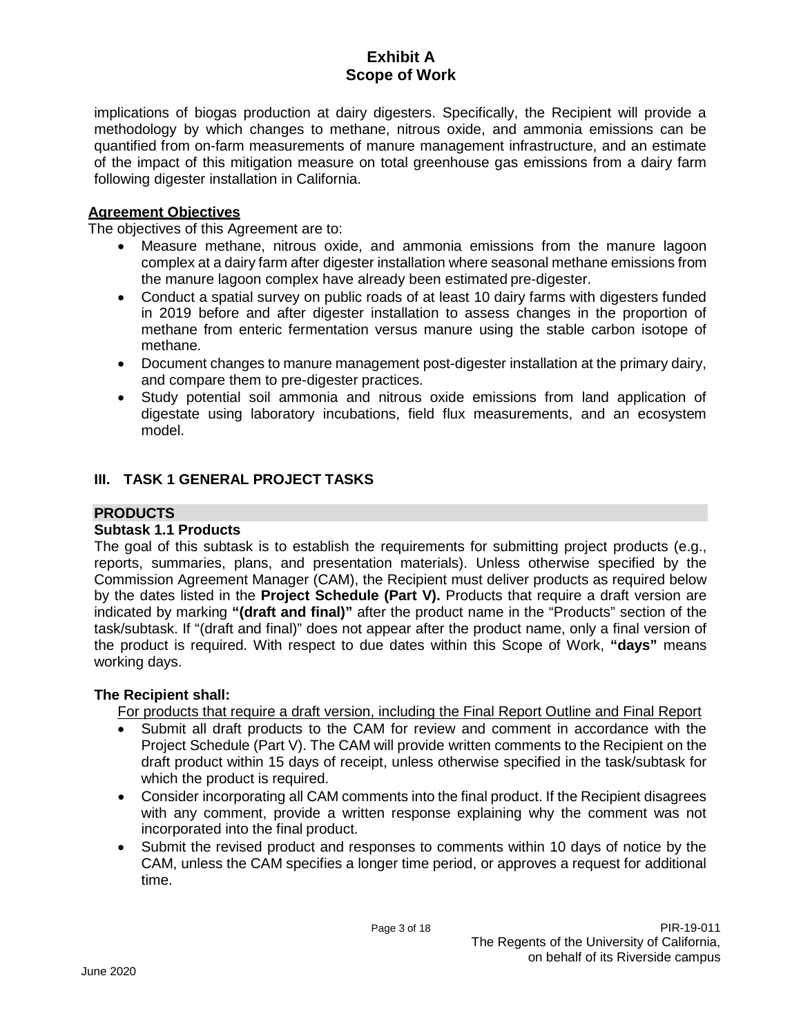implications of biogas production at dairy digesters. Specifically, the Recipient will provide a methodology by which changes to methane, nitrous oxide, and ammonia emissions can be quantified from on-farm measurements of manure management infrastructure, and an estimate of the impact of this mitigation measure on total greenhouse gas emissions from a dairy farm following digester installation in California.

**Agreement Objectives**

The objectives of this Agreement are to:

- Measure methane, nitrous oxide, and ammonia emissions from the manure lagoon complex at a dairy farm after digester installation where seasonal methane emissions from the manure lagoon complex have already been estimated pre-digester.
- Conduct a spatial survey on public roads of at least 10 dairy farms with digesters funded in 2019 before and after digester installation to assess changes in the proportion of methane from enteric fermentation versus manure using the stable carbon isotope of methane.
- Document changes to manure management post-digester installation at the primary dairy, and compare them to pre-digester practices.
- Study potential soil ammonia and nitrous oxide emissions from land application of digestate using laboratory incubations, field flux measurements, and an ecosystem model.

## III. TASK 1 GENERAL PROJECT TASKS

### PRODUCTS

**Subtask 1.1 Products**

The goal of this subtask is to establish the requirements for submitting project products (e.g., reports, summaries, plans, and presentation materials). Unless otherwise specified by the Commission Agreement Manager (CAM), the Recipient must deliver products as required below by the dates listed in the **Project Schedule (Part V).** Products that require a draft version are indicated by marking **"(draft and final)"** after the product name in the "Products" section of the task/subtask. If "(draft and final)" does not appear after the product name, only a final version of the product is required. With respect to due dates within this Scope of Work, **"days"** means working days.

**The Recipient shall:**

For products that require a draft version, including the Final Report Outline and Final Report

- Submit all draft products to the CAM for review and comment in accordance with the Project Schedule (Part V). The CAM will provide written comments to the Recipient on the draft product within 15 days of receipt, unless otherwise specified in the task/subtask for which the product is required.
- Consider incorporating all CAM comments into the final product. If the Recipient disagrees with any comment, provide a written response explaining why the comment was not incorporated into the final product.
- Submit the revised product and responses to comments within 10 days of notice by the CAM, unless the CAM specifies a longer time period, or approves a request for additional time.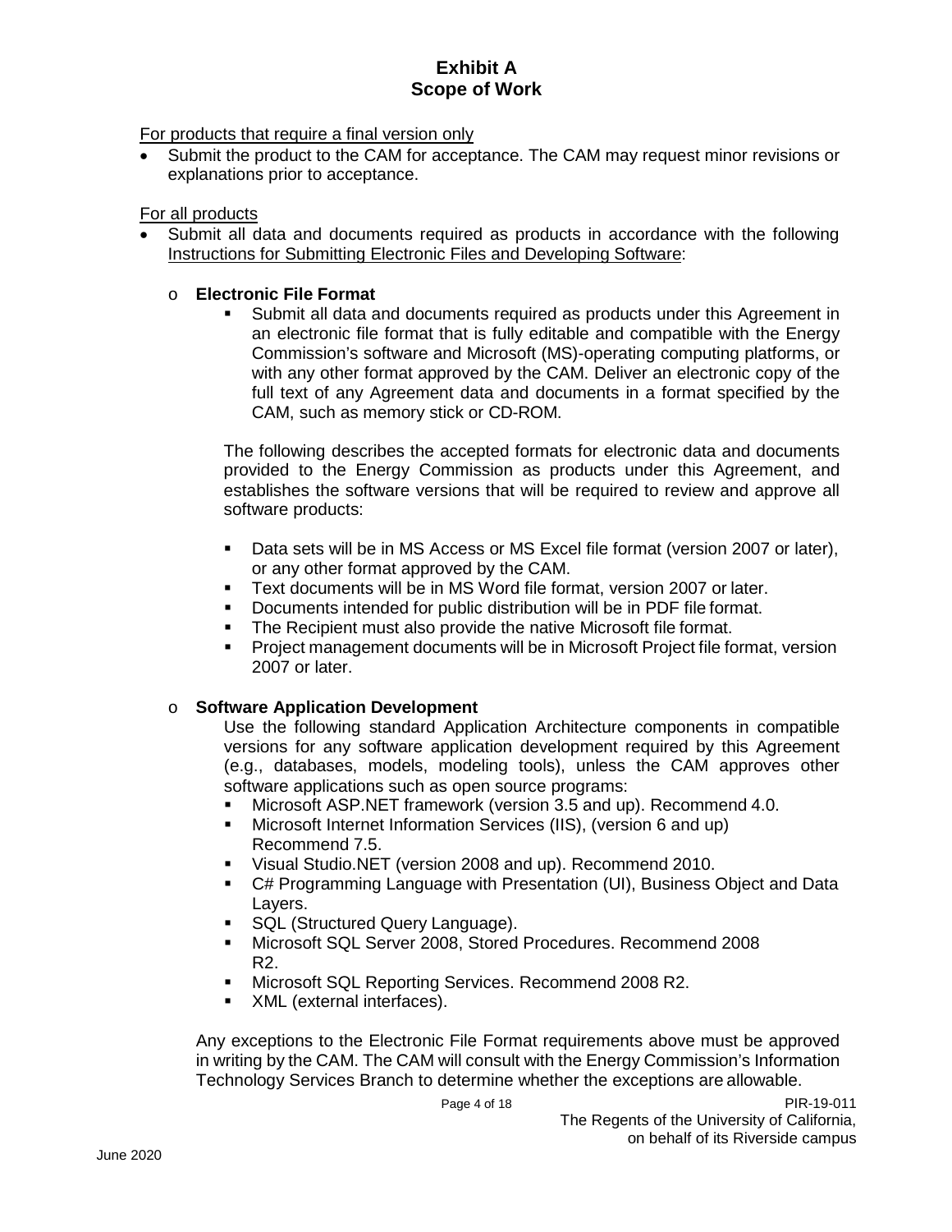## Exhibit A
## Scope of Work

For products that require a final version only

- Submit the product to the CAM for acceptance. The CAM may request minor revisions or explanations prior to acceptance.

For all products

- Submit all data and documents required as products in accordance with the following Instructions for Submitting Electronic Files and Developing Software:
  - **Electronic File Format**
    - Submit all data and documents required as products under this Agreement in an electronic file format that is fully editable and compatible with the Energy Commission's software and Microsoft (MS)-operating computing platforms, or with any other format approved by the CAM. Deliver an electronic copy of the full text of any Agreement data and documents in a format specified by the CAM, such as memory stick or CD-ROM.

    The following describes the accepted formats for electronic data and documents provided to the Energy Commission as products under this Agreement, and establishes the software versions that will be required to review and approve all software products:

    - Data sets will be in MS Access or MS Excel file format (version 2007 or later), or any other format approved by the CAM.
    - Text documents will be in MS Word file format, version 2007 or later.
    - Documents intended for public distribution will be in PDF file format.
    - The Recipient must also provide the native Microsoft file format.
    - Project management documents will be in Microsoft Project file format, version 2007 or later.
  - **Software Application Development**

    Use the following standard Application Architecture components in compatible versions for any software application development required by this Agreement (e.g., databases, models, modeling tools), unless the CAM approves other software applications such as open source programs:
    - Microsoft ASP.NET framework (version 3.5 and up). Recommend 4.0.
    - Microsoft Internet Information Services (IIS), (version 6 and up) Recommend 7.5.
    - Visual Studio.NET (version 2008 and up). Recommend 2010.
    - C# Programming Language with Presentation (UI), Business Object and Data Layers.
    - SQL (Structured Query Language).
    - Microsoft SQL Server 2008, Stored Procedures. Recommend 2008 R2.
    - Microsoft SQL Reporting Services. Recommend 2008 R2.
    - XML (external interfaces).

  Any exceptions to the Electronic File Format requirements above must be approved in writing by the CAM. The CAM will consult with the Energy Commission's Information Technology Services Branch to determine whether the exceptions are allowable.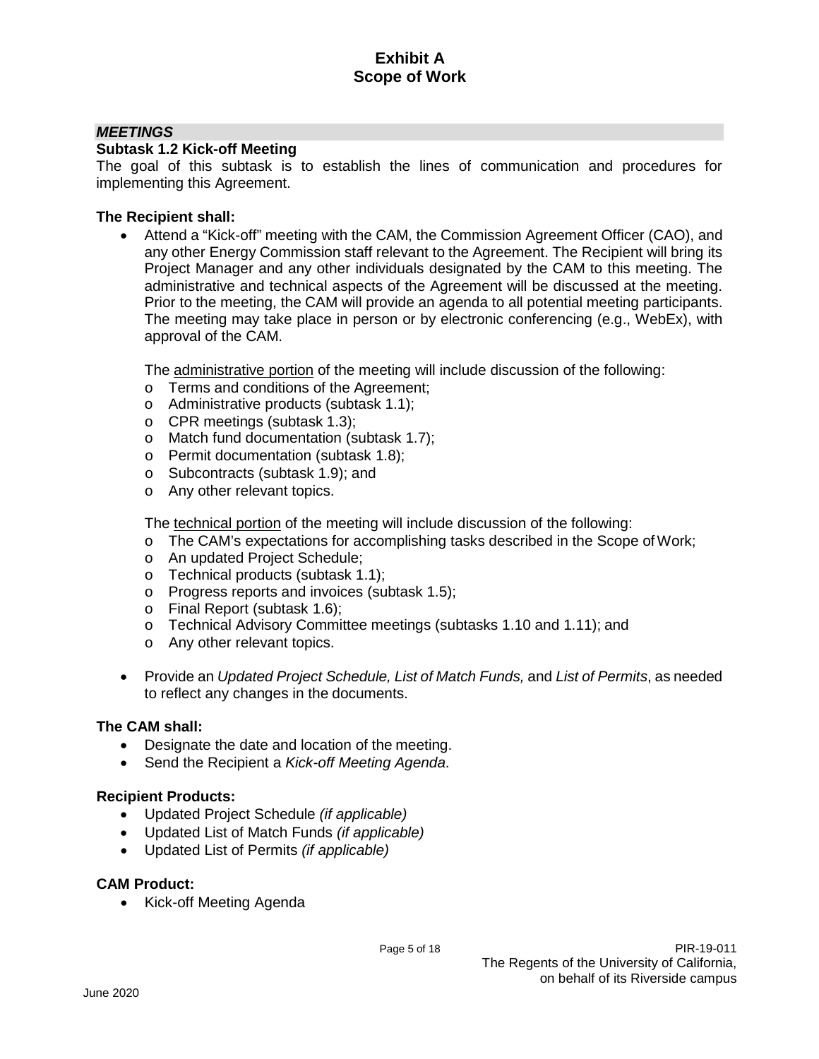## *MEETINGS*

### Subtask 1.2 Kick-off Meeting

The goal of this subtask is to establish the lines of communication and procedures for implementing this Agreement.

**The Recipient shall:**

- Attend a "Kick-off" meeting with the CAM, the Commission Agreement Officer (CAO), and any other Energy Commission staff relevant to the Agreement. The Recipient will bring its Project Manager and any other individuals designated by the CAM to this meeting. The administrative and technical aspects of the Agreement will be discussed at the meeting. Prior to the meeting, the CAM will provide an agenda to all potential meeting participants. The meeting may take place in person or by electronic conferencing (e.g., WebEx), with approval of the CAM.

  The administrative portion of the meeting will include discussion of the following:
  - Terms and conditions of the Agreement;
  - Administrative products (subtask 1.1);
  - CPR meetings (subtask 1.3);
  - Match fund documentation (subtask 1.7);
  - Permit documentation (subtask 1.8);
  - Subcontracts (subtask 1.9); and
  - Any other relevant topics.

  The technical portion of the meeting will include discussion of the following:
  - The CAM's expectations for accomplishing tasks described in the Scope of Work;
  - An updated Project Schedule;
  - Technical products (subtask 1.1);
  - Progress reports and invoices (subtask 1.5);
  - Final Report (subtask 1.6);
  - Technical Advisory Committee meetings (subtasks 1.10 and 1.11); and
  - Any other relevant topics.

- Provide an *Updated Project Schedule, List of Match Funds,* and *List of Permits*, as needed to reflect any changes in the documents.

**The CAM shall:**

- Designate the date and location of the meeting.
- Send the Recipient a *Kick-off Meeting Agenda*.

**Recipient Products:**

- Updated Project Schedule *(if applicable)*
- Updated List of Match Funds *(if applicable)*
- Updated List of Permits *(if applicable)*

**CAM Product:**

- Kick-off Meeting Agenda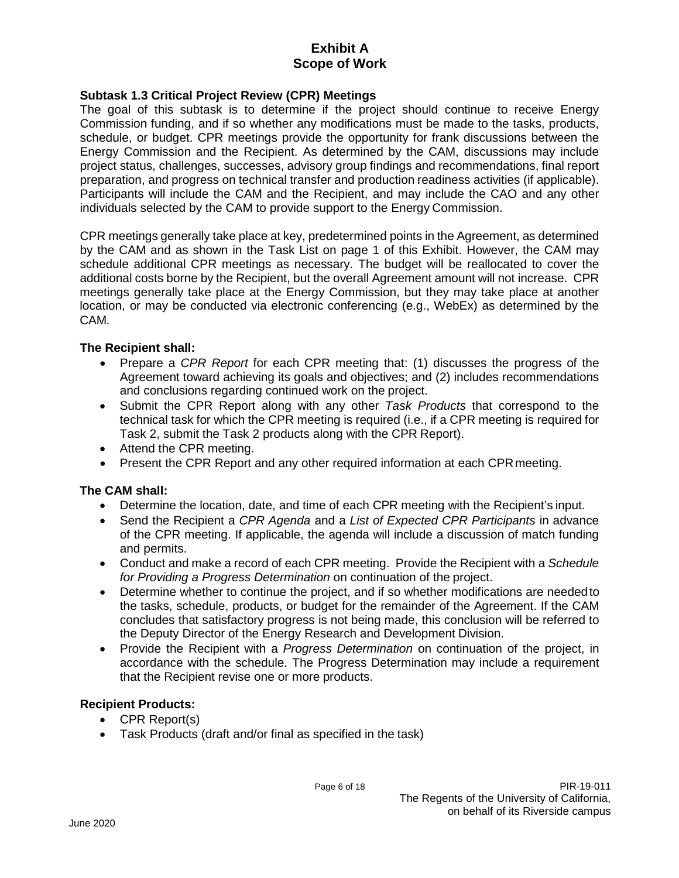**Subtask 1.3 Critical Project Review (CPR) Meetings**

The goal of this subtask is to determine if the project should continue to receive Energy Commission funding, and if so whether any modifications must be made to the tasks, products, schedule, or budget. CPR meetings provide the opportunity for frank discussions between the Energy Commission and the Recipient. As determined by the CAM, discussions may include project status, challenges, successes, advisory group findings and recommendations, final report preparation, and progress on technical transfer and production readiness activities (if applicable). Participants will include the CAM and the Recipient, and may include the CAO and any other individuals selected by the CAM to provide support to the Energy Commission.

CPR meetings generally take place at key, predetermined points in the Agreement, as determined by the CAM and as shown in the Task List on page 1 of this Exhibit. However, the CAM may schedule additional CPR meetings as necessary. The budget will be reallocated to cover the additional costs borne by the Recipient, but the overall Agreement amount will not increase. CPR meetings generally take place at the Energy Commission, but they may take place at another location, or may be conducted via electronic conferencing (e.g., WebEx) as determined by the CAM.

**The Recipient shall:**

- Prepare a *CPR Report* for each CPR meeting that: (1) discusses the progress of the Agreement toward achieving its goals and objectives; and (2) includes recommendations and conclusions regarding continued work on the project.
- Submit the CPR Report along with any other *Task Products* that correspond to the technical task for which the CPR meeting is required (i.e., if a CPR meeting is required for Task 2, submit the Task 2 products along with the CPR Report).
- Attend the CPR meeting.
- Present the CPR Report and any other required information at each CPR meeting.

**The CAM shall:**

- Determine the location, date, and time of each CPR meeting with the Recipient's input.
- Send the Recipient a *CPR Agenda* and a *List of Expected CPR Participants* in advance of the CPR meeting. If applicable, the agenda will include a discussion of match funding and permits.
- Conduct and make a record of each CPR meeting. Provide the Recipient with a *Schedule for Providing a Progress Determination* on continuation of the project.
- Determine whether to continue the project, and if so whether modifications are needed to the tasks, schedule, products, or budget for the remainder of the Agreement. If the CAM concludes that satisfactory progress is not being made, this conclusion will be referred to the Deputy Director of the Energy Research and Development Division.
- Provide the Recipient with a *Progress Determination* on continuation of the project, in accordance with the schedule. The Progress Determination may include a requirement that the Recipient revise one or more products.

**Recipient Products:**

- CPR Report(s)
- Task Products (draft and/or final as specified in the task)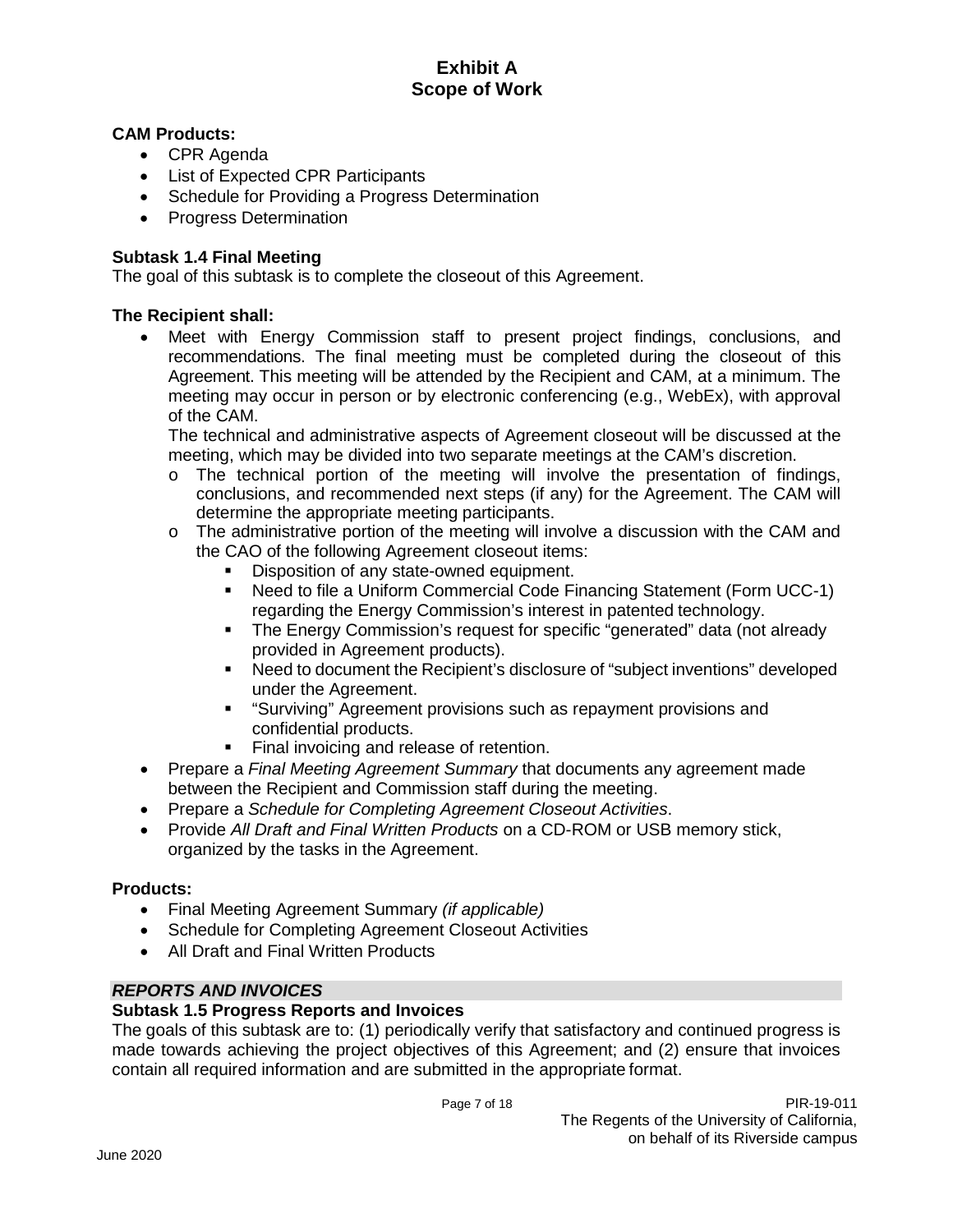# Exhibit A
# Scope of Work

**CAM Products:**

- CPR Agenda
- List of Expected CPR Participants
- Schedule for Providing a Progress Determination
- Progress Determination

### Subtask 1.4 Final Meeting

The goal of this subtask is to complete the closeout of this Agreement.

**The Recipient shall:**

- Meet with Energy Commission staff to present project findings, conclusions, and recommendations. The final meeting must be completed during the closeout of this Agreement. This meeting will be attended by the Recipient and CAM, at a minimum. The meeting may occur in person or by electronic conferencing (e.g., WebEx), with approval of the CAM.

  The technical and administrative aspects of Agreement closeout will be discussed at the meeting, which may be divided into two separate meetings at the CAM's discretion.
  - The technical portion of the meeting will involve the presentation of findings, conclusions, and recommended next steps (if any) for the Agreement. The CAM will determine the appropriate meeting participants.
  - The administrative portion of the meeting will involve a discussion with the CAM and the CAO of the following Agreement closeout items:
    - Disposition of any state-owned equipment.
    - Need to file a Uniform Commercial Code Financing Statement (Form UCC-1) regarding the Energy Commission's interest in patented technology.
    - The Energy Commission's request for specific "generated" data (not already provided in Agreement products).
    - Need to document the Recipient's disclosure of "subject inventions" developed under the Agreement.
    - "Surviving" Agreement provisions such as repayment provisions and confidential products.
    - Final invoicing and release of retention.
- Prepare a *Final Meeting Agreement Summary* that documents any agreement made between the Recipient and Commission staff during the meeting.
- Prepare a *Schedule for Completing Agreement Closeout Activities*.
- Provide *All Draft and Final Written Products* on a CD-ROM or USB memory stick, organized by the tasks in the Agreement.

**Products:**

- Final Meeting Agreement Summary *(if applicable)*
- Schedule for Completing Agreement Closeout Activities
- All Draft and Final Written Products

***REPORTS AND INVOICES***

### Subtask 1.5 Progress Reports and Invoices

The goals of this subtask are to: (1) periodically verify that satisfactory and continued progress is made towards achieving the project objectives of this Agreement; and (2) ensure that invoices contain all required information and are submitted in the appropriate format.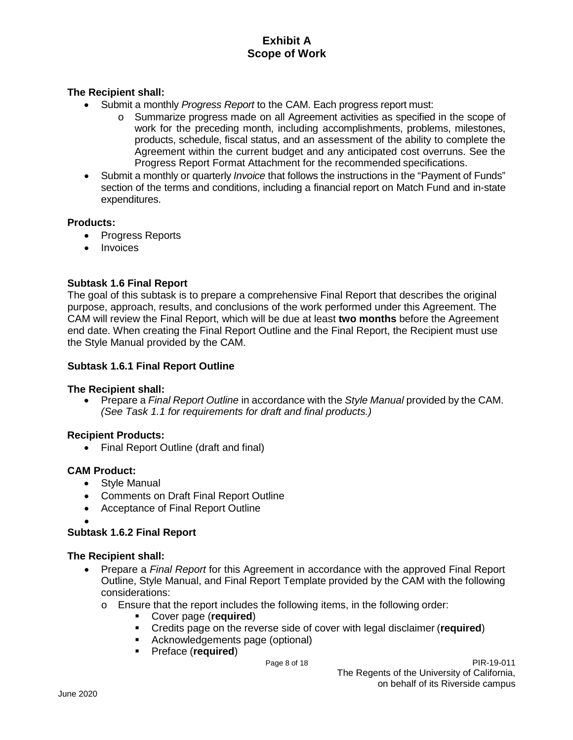**The Recipient shall:**

- Submit a monthly *Progress Report* to the CAM. Each progress report must:
  - Summarize progress made on all Agreement activities as specified in the scope of work for the preceding month, including accomplishments, problems, milestones, products, schedule, fiscal status, and an assessment of the ability to complete the Agreement within the current budget and any anticipated cost overruns. See the Progress Report Format Attachment for the recommended specifications.
- Submit a monthly or quarterly *Invoice* that follows the instructions in the "Payment of Funds" section of the terms and conditions, including a financial report on Match Fund and in-state expenditures.

**Products:**

- Progress Reports
- Invoices

### Subtask 1.6 Final Report

The goal of this subtask is to prepare a comprehensive Final Report that describes the original purpose, approach, results, and conclusions of the work performed under this Agreement. The CAM will review the Final Report, which will be due at least **two months** before the Agreement end date. When creating the Final Report Outline and the Final Report, the Recipient must use the Style Manual provided by the CAM.

### Subtask 1.6.1 Final Report Outline

**The Recipient shall:**

- Prepare a *Final Report Outline* in accordance with the *Style Manual* provided by the CAM. *(See Task 1.1 for requirements for draft and final products.)*

**Recipient Products:**

- Final Report Outline (draft and final)

**CAM Product:**

- Style Manual
- Comments on Draft Final Report Outline
- Acceptance of Final Report Outline

### Subtask 1.6.2 Final Report

**The Recipient shall:**

- Prepare a *Final Report* for this Agreement in accordance with the approved Final Report Outline, Style Manual, and Final Report Template provided by the CAM with the following considerations:
  - Ensure that the report includes the following items, in the following order:
    - Cover page (**required**)
    - Credits page on the reverse side of cover with legal disclaimer (**required**)
    - Acknowledgements page (optional)
    - Preface (**required**)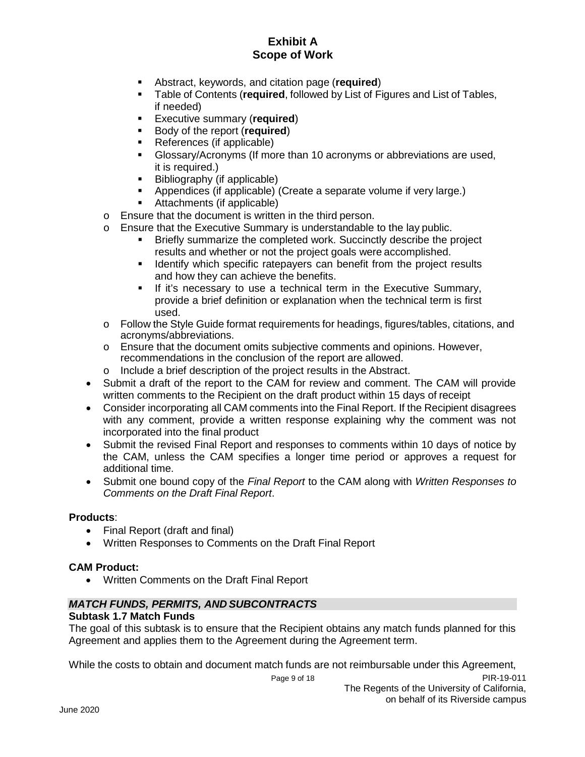- Abstract, keywords, and citation page (**required**)
    - Table of Contents (**required**, followed by List of Figures and List of Tables, if needed)
    - Executive summary (**required**)
    - Body of the report (**required**)
    - References (if applicable)
    - Glossary/Acronyms (If more than 10 acronyms or abbreviations are used, it is required.)
    - Bibliography (if applicable)
    - Appendices (if applicable) (Create a separate volume if very large.)
    - Attachments (if applicable)
  - Ensure that the document is written in the third person.
  - Ensure that the Executive Summary is understandable to the lay public.
    - Briefly summarize the completed work. Succinctly describe the project results and whether or not the project goals were accomplished.
    - Identify which specific ratepayers can benefit from the project results and how they can achieve the benefits.
    - If it's necessary to use a technical term in the Executive Summary, provide a brief definition or explanation when the technical term is first used.
  - Follow the Style Guide format requirements for headings, figures/tables, citations, and acronyms/abbreviations.
  - Ensure that the document omits subjective comments and opinions. However, recommendations in the conclusion of the report are allowed.
  - Include a brief description of the project results in the Abstract.
- Submit a draft of the report to the CAM for review and comment. The CAM will provide written comments to the Recipient on the draft product within 15 days of receipt
- Consider incorporating all CAM comments into the Final Report. If the Recipient disagrees with any comment, provide a written response explaining why the comment was not incorporated into the final product
- Submit the revised Final Report and responses to comments within 10 days of notice by the CAM, unless the CAM specifies a longer time period or approves a request for additional time.
- Submit one bound copy of the *Final Report* to the CAM along with *Written Responses to Comments on the Draft Final Report*.

**Products**:

- Final Report (draft and final)
- Written Responses to Comments on the Draft Final Report

**CAM Product:**

- Written Comments on the Draft Final Report

***MATCH FUNDS, PERMITS, AND SUBCONTRACTS***

**Subtask 1.7 Match Funds**

The goal of this subtask is to ensure that the Recipient obtains any match funds planned for this Agreement and applies them to the Agreement during the Agreement term.

While the costs to obtain and document match funds are not reimbursable under this Agreement,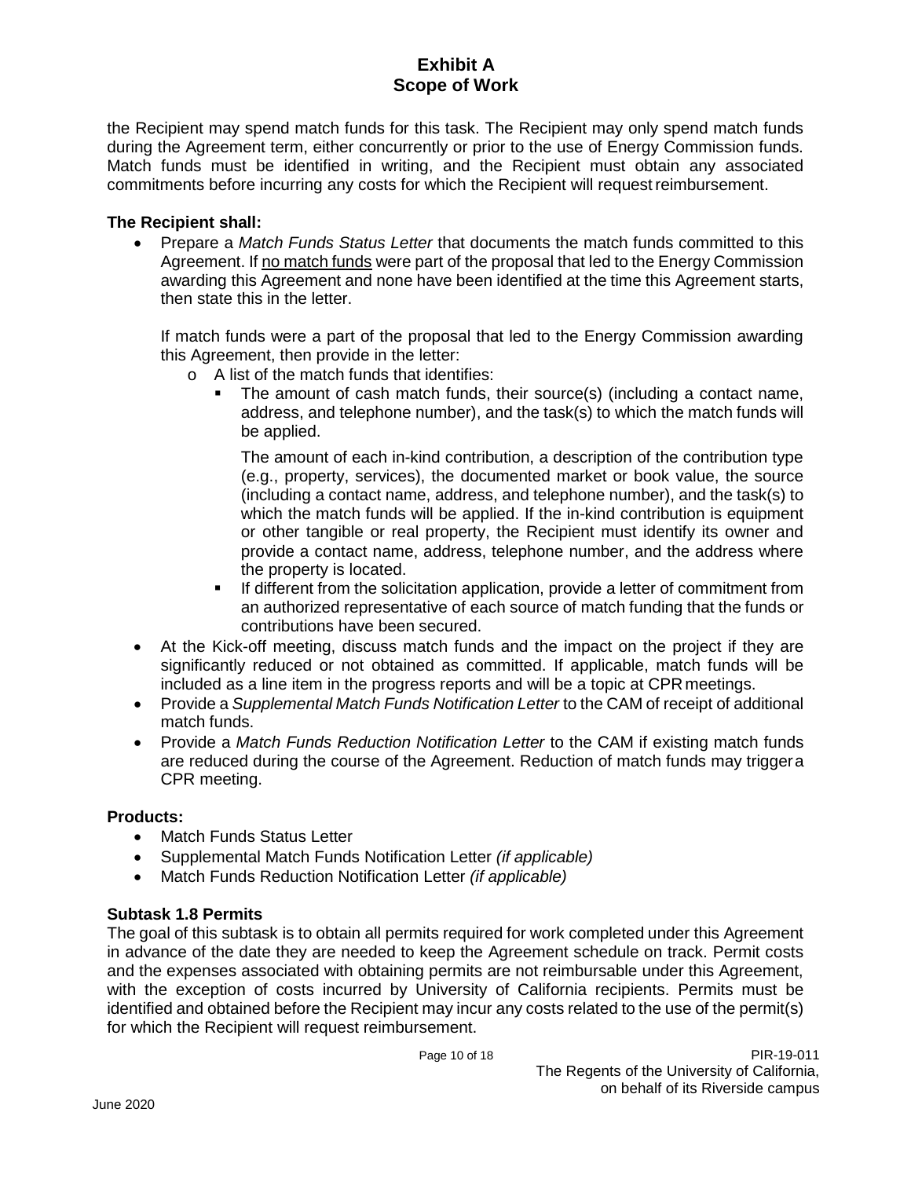the Recipient may spend match funds for this task. The Recipient may only spend match funds during the Agreement term, either concurrently or prior to the use of Energy Commission funds. Match funds must be identified in writing, and the Recipient must obtain any associated commitments before incurring any costs for which the Recipient will request reimbursement.

**The Recipient shall:**

- Prepare a *Match Funds Status Letter* that documents the match funds committed to this Agreement. If no match funds were part of the proposal that led to the Energy Commission awarding this Agreement and none have been identified at the time this Agreement starts, then state this in the letter.

  If match funds were a part of the proposal that led to the Energy Commission awarding this Agreement, then provide in the letter:
  - A list of the match funds that identifies:
    - The amount of cash match funds, their source(s) (including a contact name, address, and telephone number), and the task(s) to which the match funds will be applied.

      The amount of each in-kind contribution, a description of the contribution type (e.g., property, services), the documented market or book value, the source (including a contact name, address, and telephone number), and the task(s) to which the match funds will be applied. If the in-kind contribution is equipment or other tangible or real property, the Recipient must identify its owner and provide a contact name, address, telephone number, and the address where the property is located.
    - If different from the solicitation application, provide a letter of commitment from an authorized representative of each source of match funding that the funds or contributions have been secured.
- At the Kick-off meeting, discuss match funds and the impact on the project if they are significantly reduced or not obtained as committed. If applicable, match funds will be included as a line item in the progress reports and will be a topic at CPR meetings.
- Provide a *Supplemental Match Funds Notification Letter* to the CAM of receipt of additional match funds.
- Provide a *Match Funds Reduction Notification Letter* to the CAM if existing match funds are reduced during the course of the Agreement. Reduction of match funds may trigger a CPR meeting.

**Products:**

- Match Funds Status Letter
- Supplemental Match Funds Notification Letter *(if applicable)*
- Match Funds Reduction Notification Letter *(if applicable)*

**Subtask 1.8 Permits**

The goal of this subtask is to obtain all permits required for work completed under this Agreement in advance of the date they are needed to keep the Agreement schedule on track. Permit costs and the expenses associated with obtaining permits are not reimbursable under this Agreement, with the exception of costs incurred by University of California recipients. Permits must be identified and obtained before the Recipient may incur any costs related to the use of the permit(s) for which the Recipient will request reimbursement.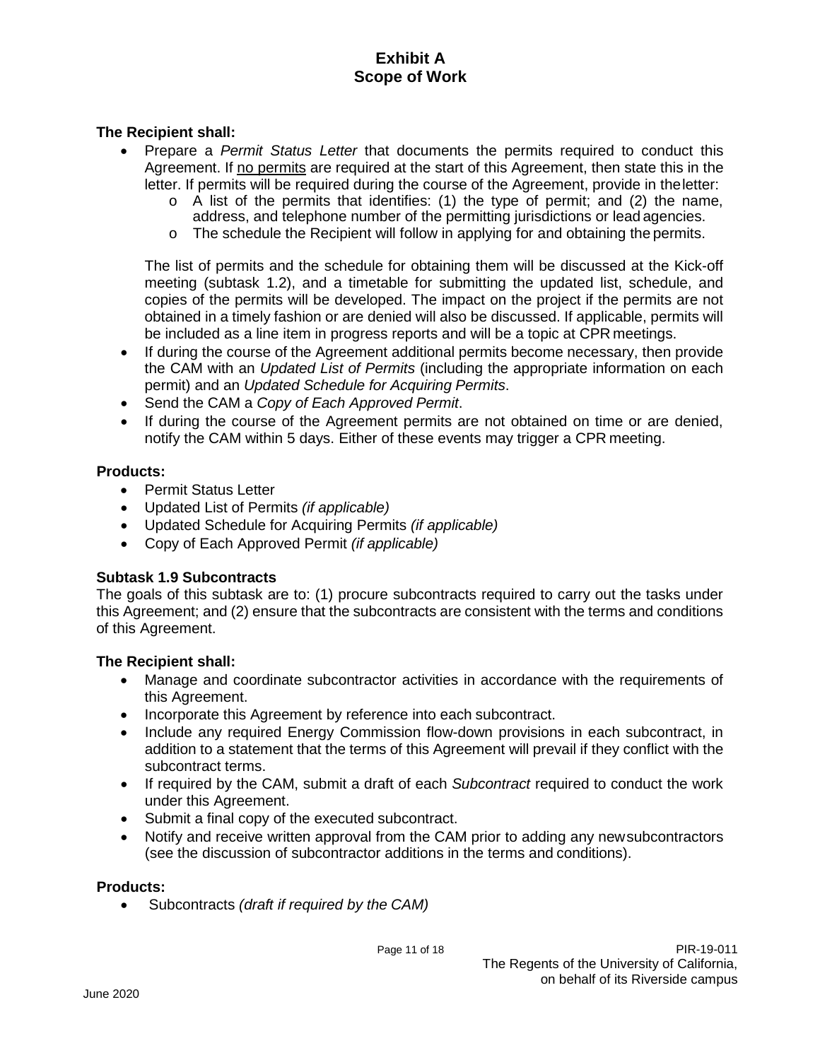**The Recipient shall:**

- Prepare a *Permit Status Letter* that documents the permits required to conduct this Agreement. If no permits are required at the start of this Agreement, then state this in the letter. If permits will be required during the course of the Agreement, provide in the letter:
  - A list of the permits that identifies: (1) the type of permit; and (2) the name, address, and telephone number of the permitting jurisdictions or lead agencies.
  - The schedule the Recipient will follow in applying for and obtaining the permits.

  The list of permits and the schedule for obtaining them will be discussed at the Kick-off meeting (subtask 1.2), and a timetable for submitting the updated list, schedule, and copies of the permits will be developed. The impact on the project if the permits are not obtained in a timely fashion or are denied will also be discussed. If applicable, permits will be included as a line item in progress reports and will be a topic at CPR meetings.
- If during the course of the Agreement additional permits become necessary, then provide the CAM with an *Updated List of Permits* (including the appropriate information on each permit) and an *Updated Schedule for Acquiring Permits*.
- Send the CAM a *Copy of Each Approved Permit*.
- If during the course of the Agreement permits are not obtained on time or are denied, notify the CAM within 5 days. Either of these events may trigger a CPR meeting.

**Products:**

- Permit Status Letter
- Updated List of Permits *(if applicable)*
- Updated Schedule for Acquiring Permits *(if applicable)*
- Copy of Each Approved Permit *(if applicable)*

**Subtask 1.9 Subcontracts**

The goals of this subtask are to: (1) procure subcontracts required to carry out the tasks under this Agreement; and (2) ensure that the subcontracts are consistent with the terms and conditions of this Agreement.

**The Recipient shall:**

- Manage and coordinate subcontractor activities in accordance with the requirements of this Agreement.
- Incorporate this Agreement by reference into each subcontract.
- Include any required Energy Commission flow-down provisions in each subcontract, in addition to a statement that the terms of this Agreement will prevail if they conflict with the subcontract terms.
- If required by the CAM, submit a draft of each *Subcontract* required to conduct the work under this Agreement.
- Submit a final copy of the executed subcontract.
- Notify and receive written approval from the CAM prior to adding any new subcontractors (see the discussion of subcontractor additions in the terms and conditions).

**Products:**

- Subcontracts *(draft if required by the CAM)*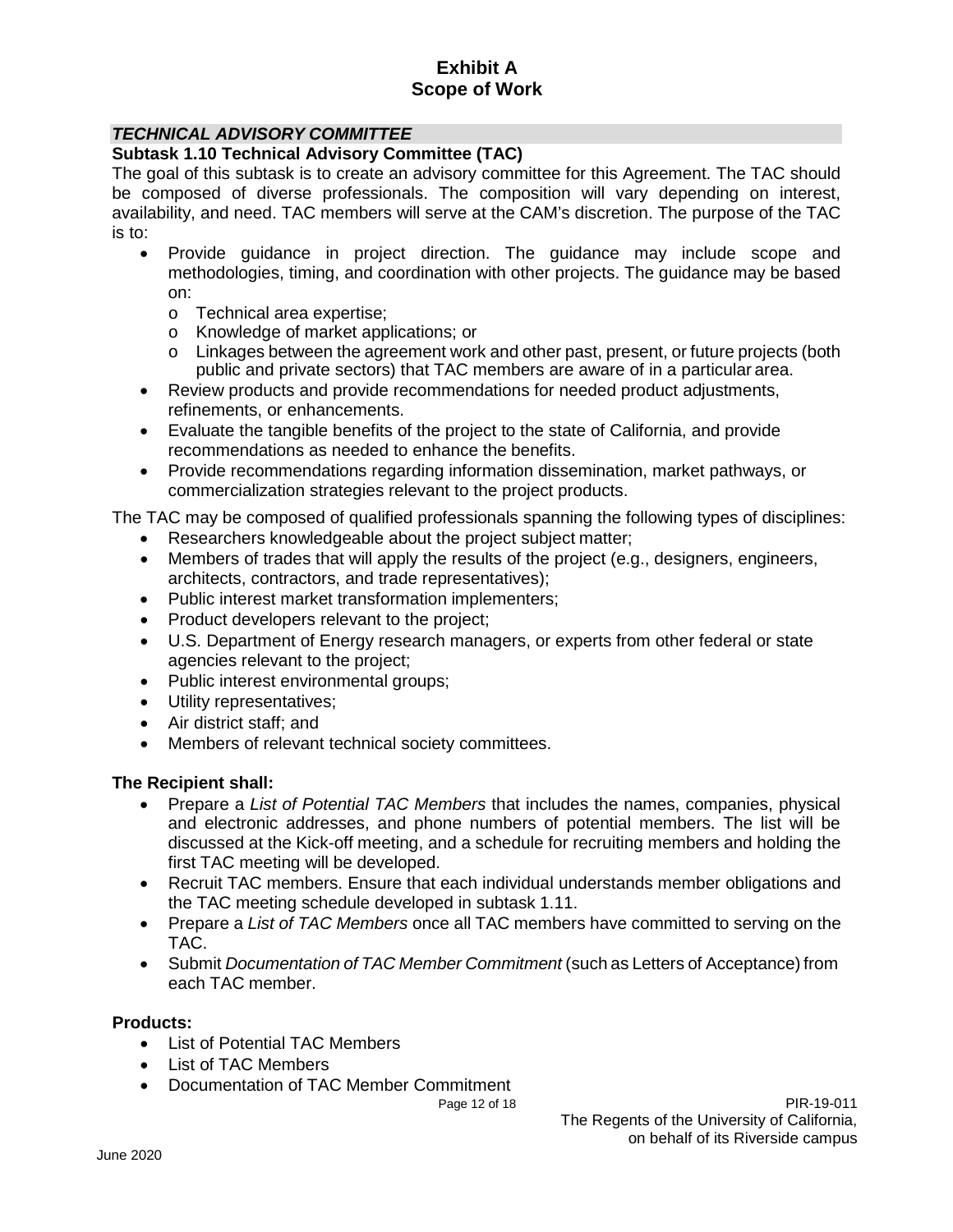# Exhibit A
# Scope of Work

## *TECHNICAL ADVISORY COMMITTEE*

### Subtask 1.10 Technical Advisory Committee (TAC)

The goal of this subtask is to create an advisory committee for this Agreement. The TAC should be composed of diverse professionals. The composition will vary depending on interest, availability, and need. TAC members will serve at the CAM's discretion. The purpose of the TAC is to:

- Provide guidance in project direction. The guidance may include scope and methodologies, timing, and coordination with other projects. The guidance may be based on:
  - Technical area expertise;
  - Knowledge of market applications; or
  - Linkages between the agreement work and other past, present, or future projects (both public and private sectors) that TAC members are aware of in a particular area.
- Review products and provide recommendations for needed product adjustments, refinements, or enhancements.
- Evaluate the tangible benefits of the project to the state of California, and provide recommendations as needed to enhance the benefits.
- Provide recommendations regarding information dissemination, market pathways, or commercialization strategies relevant to the project products.

The TAC may be composed of qualified professionals spanning the following types of disciplines:

- Researchers knowledgeable about the project subject matter;
- Members of trades that will apply the results of the project (e.g., designers, engineers, architects, contractors, and trade representatives);
- Public interest market transformation implementers;
- Product developers relevant to the project;
- U.S. Department of Energy research managers, or experts from other federal or state agencies relevant to the project;
- Public interest environmental groups;
- Utility representatives;
- Air district staff; and
- Members of relevant technical society committees.

**The Recipient shall:**

- Prepare a *List of Potential TAC Members* that includes the names, companies, physical and electronic addresses, and phone numbers of potential members. The list will be discussed at the Kick-off meeting, and a schedule for recruiting members and holding the first TAC meeting will be developed.
- Recruit TAC members. Ensure that each individual understands member obligations and the TAC meeting schedule developed in subtask 1.11.
- Prepare a *List of TAC Members* once all TAC members have committed to serving on the TAC.
- Submit *Documentation of TAC Member Commitment* (such as Letters of Acceptance) from each TAC member.

**Products:**

- List of Potential TAC Members
- List of TAC Members
- Documentation of TAC Member Commitment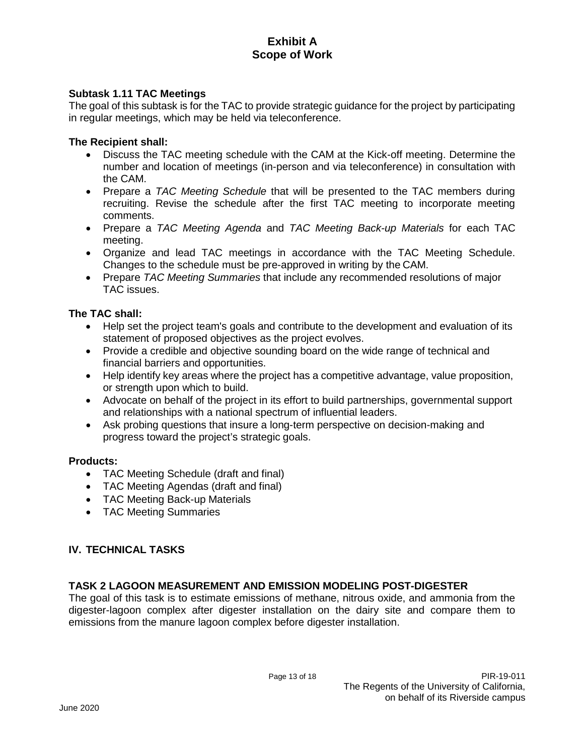# Exhibit A
# Scope of Work

### Subtask 1.11 TAC Meetings

The goal of this subtask is for the TAC to provide strategic guidance for the project by participating in regular meetings, which may be held via teleconference.

**The Recipient shall:**

- Discuss the TAC meeting schedule with the CAM at the Kick-off meeting. Determine the number and location of meetings (in-person and via teleconference) in consultation with the CAM.
- Prepare a *TAC Meeting Schedule* that will be presented to the TAC members during recruiting. Revise the schedule after the first TAC meeting to incorporate meeting comments.
- Prepare a *TAC Meeting Agenda* and *TAC Meeting Back-up Materials* for each TAC meeting.
- Organize and lead TAC meetings in accordance with the TAC Meeting Schedule. Changes to the schedule must be pre-approved in writing by the CAM.
- Prepare *TAC Meeting Summaries* that include any recommended resolutions of major TAC issues.

**The TAC shall:**

- Help set the project team's goals and contribute to the development and evaluation of its statement of proposed objectives as the project evolves.
- Provide a credible and objective sounding board on the wide range of technical and financial barriers and opportunities.
- Help identify key areas where the project has a competitive advantage, value proposition, or strength upon which to build.
- Advocate on behalf of the project in its effort to build partnerships, governmental support and relationships with a national spectrum of influential leaders.
- Ask probing questions that insure a long-term perspective on decision-making and progress toward the project's strategic goals.

**Products:**

- TAC Meeting Schedule (draft and final)
- TAC Meeting Agendas (draft and final)
- TAC Meeting Back-up Materials
- TAC Meeting Summaries

## IV. TECHNICAL TASKS

### TASK 2 LAGOON MEASUREMENT AND EMISSION MODELING POST-DIGESTER

The goal of this task is to estimate emissions of methane, nitrous oxide, and ammonia from the digester-lagoon complex after digester installation on the dairy site and compare them to emissions from the manure lagoon complex before digester installation.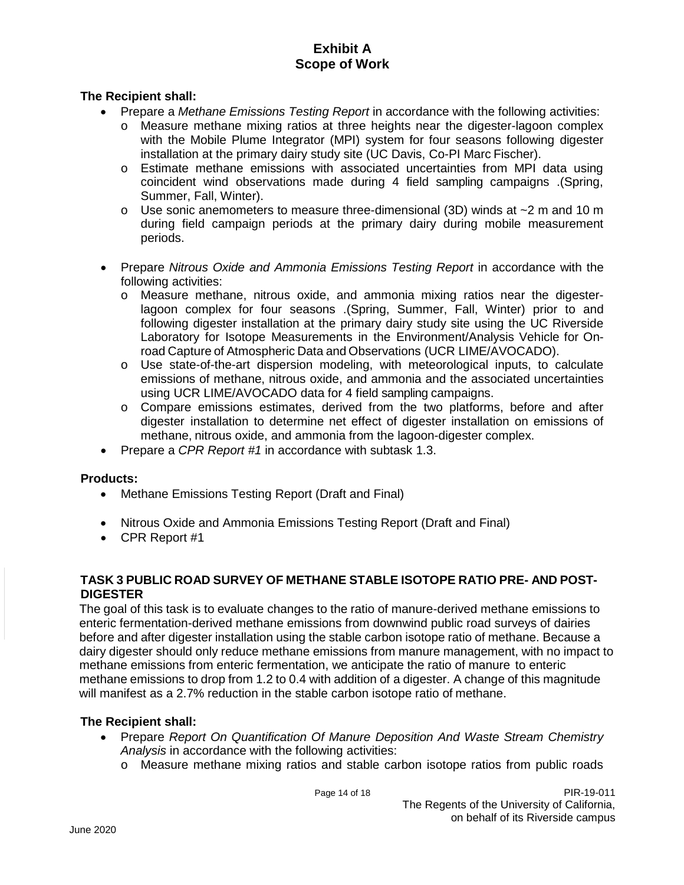# Exhibit A
# Scope of Work

**The Recipient shall:**

- Prepare a *Methane Emissions Testing Report* in accordance with the following activities:
  - o Measure methane mixing ratios at three heights near the digester-lagoon complex with the Mobile Plume Integrator (MPI) system for four seasons following digester installation at the primary dairy study site (UC Davis, Co-PI Marc Fischer).
  - o Estimate methane emissions with associated uncertainties from MPI data using coincident wind observations made during 4 field sampling campaigns .(Spring, Summer, Fall, Winter).
  - o Use sonic anemometers to measure three-dimensional (3D) winds at ~2 m and 10 m during field campaign periods at the primary dairy during mobile measurement periods.
- Prepare *Nitrous Oxide and Ammonia Emissions Testing Report* in accordance with the following activities:
  - o Measure methane, nitrous oxide, and ammonia mixing ratios near the digester-lagoon complex for four seasons .(Spring, Summer, Fall, Winter) prior to and following digester installation at the primary dairy study site using the UC Riverside Laboratory for Isotope Measurements in the Environment/Analysis Vehicle for On-road Capture of Atmospheric Data and Observations (UCR LIME/AVOCADO).
  - o Use state-of-the-art dispersion modeling, with meteorological inputs, to calculate emissions of methane, nitrous oxide, and ammonia and the associated uncertainties using UCR LIME/AVOCADO data for 4 field sampling campaigns.
  - o Compare emissions estimates, derived from the two platforms, before and after digester installation to determine net effect of digester installation on emissions of methane, nitrous oxide, and ammonia from the lagoon-digester complex.
- Prepare a *CPR Report #1* in accordance with subtask 1.3.

**Products:**

- Methane Emissions Testing Report (Draft and Final)
- Nitrous Oxide and Ammonia Emissions Testing Report (Draft and Final)
- CPR Report #1

## TASK 3 PUBLIC ROAD SURVEY OF METHANE STABLE ISOTOPE RATIO PRE- AND POST-DIGESTER

The goal of this task is to evaluate changes to the ratio of manure-derived methane emissions to enteric fermentation-derived methane emissions from downwind public road surveys of dairies before and after digester installation using the stable carbon isotope ratio of methane. Because a dairy digester should only reduce methane emissions from manure management, with no impact to methane emissions from enteric fermentation, we anticipate the ratio of manure to enteric methane emissions to drop from 1.2 to 0.4 with addition of a digester. A change of this magnitude will manifest as a 2.7% reduction in the stable carbon isotope ratio of methane.

**The Recipient shall:**

- Prepare *Report On Quantification Of Manure Deposition And Waste Stream Chemistry Analysis* in accordance with the following activities:
  - o Measure methane mixing ratios and stable carbon isotope ratios from public roads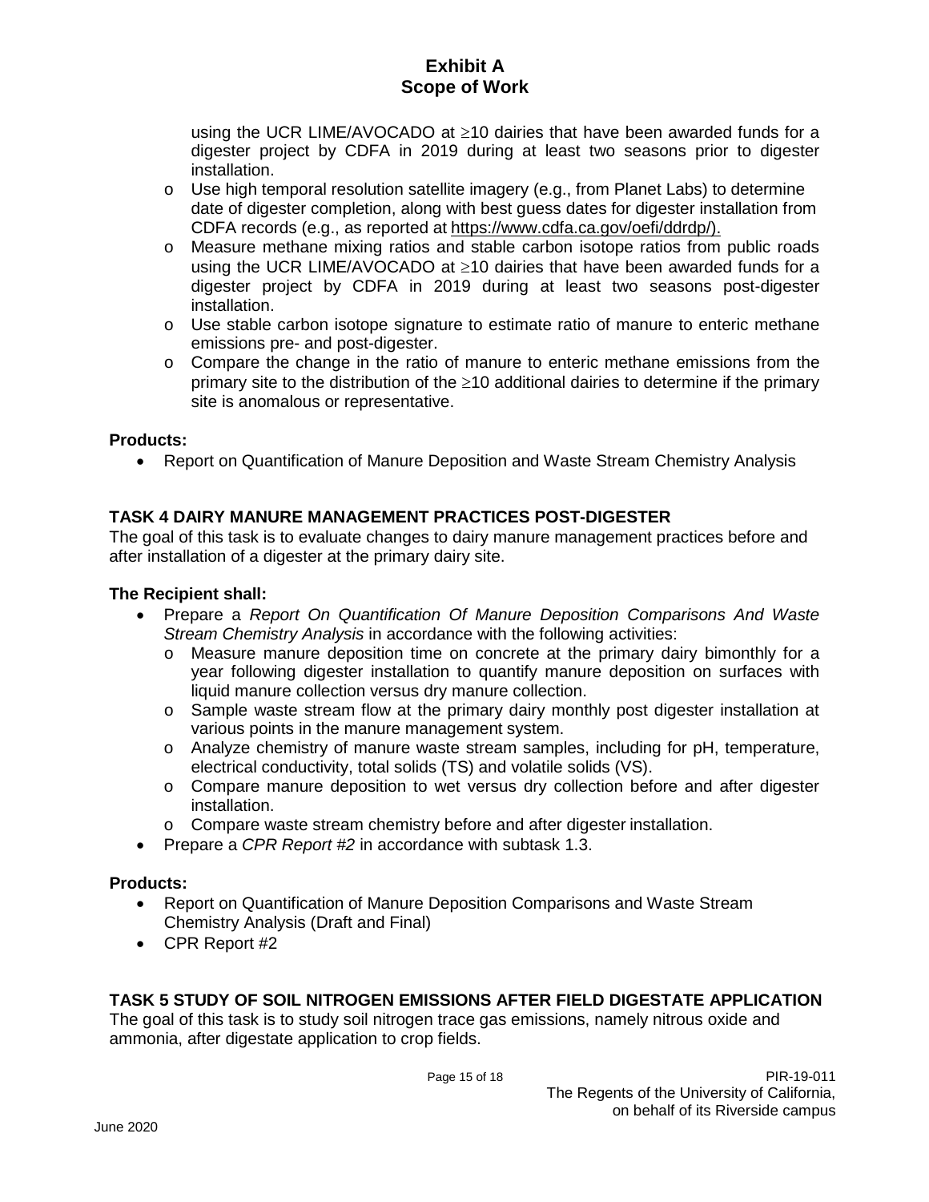using the UCR LIME/AVOCADO at ≥10 dairies that have been awarded funds for a digester project by CDFA in 2019 during at least two seasons prior to digester installation.
   - Use high temporal resolution satellite imagery (e.g., from Planet Labs) to determine date of digester completion, along with best guess dates for digester installation from CDFA records (e.g., as reported at https://www.cdfa.ca.gov/oefi/ddrdp/).
   - Measure methane mixing ratios and stable carbon isotope ratios from public roads using the UCR LIME/AVOCADO at ≥10 dairies that have been awarded funds for a digester project by CDFA in 2019 during at least two seasons post-digester installation.
   - Use stable carbon isotope signature to estimate ratio of manure to enteric methane emissions pre- and post-digester.
   - Compare the change in the ratio of manure to enteric methane emissions from the primary site to the distribution of the ≥10 additional dairies to determine if the primary site is anomalous or representative.

**Products:**

- Report on Quantification of Manure Deposition and Waste Stream Chemistry Analysis

## TASK 4 DAIRY MANURE MANAGEMENT PRACTICES POST-DIGESTER

The goal of this task is to evaluate changes to dairy manure management practices before and after installation of a digester at the primary dairy site.

**The Recipient shall:**

- Prepare a *Report On Quantification Of Manure Deposition Comparisons And Waste Stream Chemistry Analysis* in accordance with the following activities:
   - Measure manure deposition time on concrete at the primary dairy bimonthly for a year following digester installation to quantify manure deposition on surfaces with liquid manure collection versus dry manure collection.
   - Sample waste stream flow at the primary dairy monthly post digester installation at various points in the manure management system.
   - Analyze chemistry of manure waste stream samples, including for pH, temperature, electrical conductivity, total solids (TS) and volatile solids (VS).
   - Compare manure deposition to wet versus dry collection before and after digester installation.
   - Compare waste stream chemistry before and after digester installation.
- Prepare a *CPR Report #2* in accordance with subtask 1.3.

**Products:**

- Report on Quantification of Manure Deposition Comparisons and Waste Stream Chemistry Analysis (Draft and Final)
- CPR Report #2

## TASK 5 STUDY OF SOIL NITROGEN EMISSIONS AFTER FIELD DIGESTATE APPLICATION

The goal of this task is to study soil nitrogen trace gas emissions, namely nitrous oxide and ammonia, after digestate application to crop fields.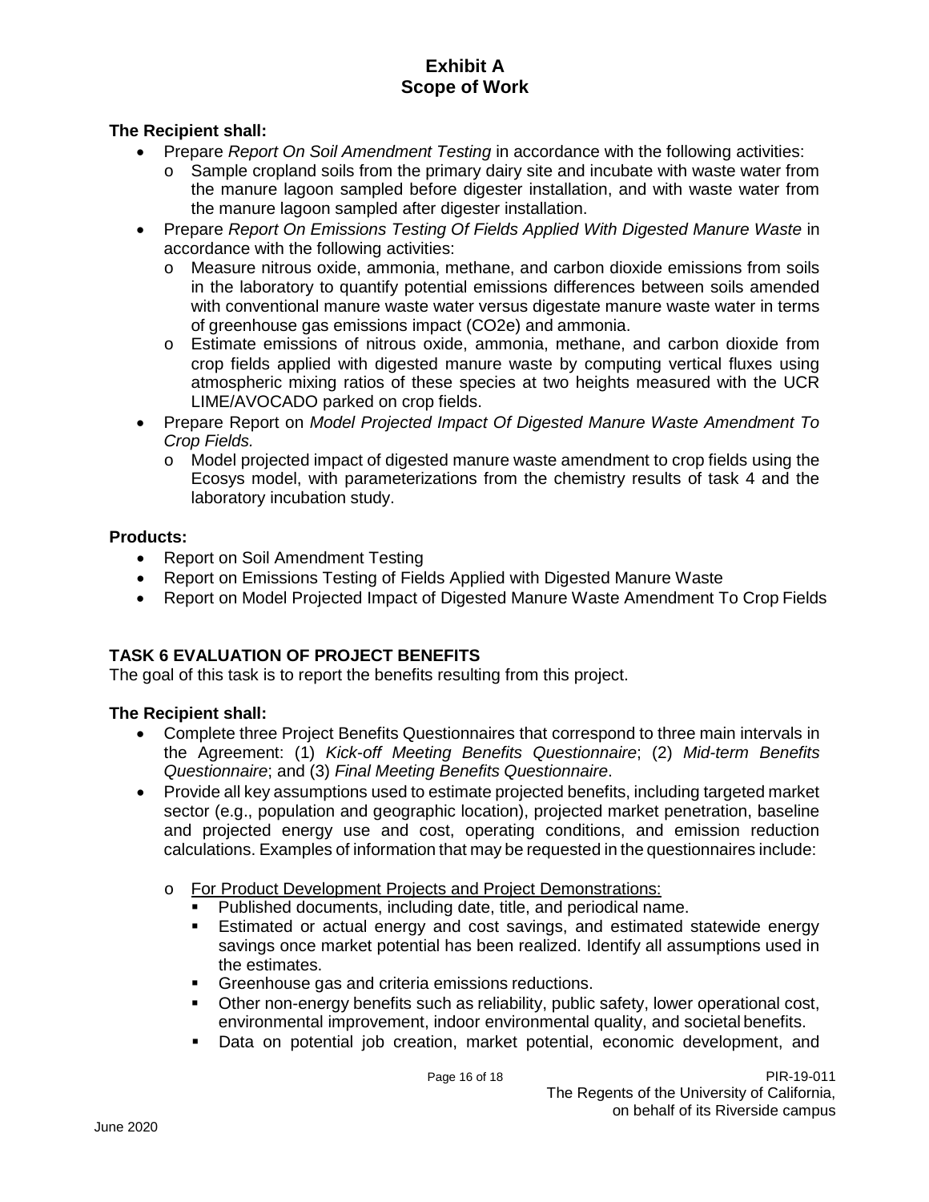## Exhibit A
## Scope of Work

**The Recipient shall:**

- Prepare *Report On Soil Amendment Testing* in accordance with the following activities:
  - Sample cropland soils from the primary dairy site and incubate with waste water from the manure lagoon sampled before digester installation, and with waste water from the manure lagoon sampled after digester installation.
- Prepare *Report On Emissions Testing Of Fields Applied With Digested Manure Waste* in accordance with the following activities:
  - Measure nitrous oxide, ammonia, methane, and carbon dioxide emissions from soils in the laboratory to quantify potential emissions differences between soils amended with conventional manure waste water versus digestate manure waste water in terms of greenhouse gas emissions impact (CO2e) and ammonia.
  - Estimate emissions of nitrous oxide, ammonia, methane, and carbon dioxide from crop fields applied with digested manure waste by computing vertical fluxes using atmospheric mixing ratios of these species at two heights measured with the UCR LIME/AVOCADO parked on crop fields.
- Prepare Report on *Model Projected Impact Of Digested Manure Waste Amendment To Crop Fields.*
  - Model projected impact of digested manure waste amendment to crop fields using the Ecosys model, with parameterizations from the chemistry results of task 4 and the laboratory incubation study.

**Products:**

- Report on Soil Amendment Testing
- Report on Emissions Testing of Fields Applied with Digested Manure Waste
- Report on Model Projected Impact of Digested Manure Waste Amendment To Crop Fields

### TASK 6 EVALUATION OF PROJECT BENEFITS

The goal of this task is to report the benefits resulting from this project.

**The Recipient shall:**

- Complete three Project Benefits Questionnaires that correspond to three main intervals in the Agreement: (1) *Kick-off Meeting Benefits Questionnaire*; (2) *Mid-term Benefits Questionnaire*; and (3) *Final Meeting Benefits Questionnaire*.
- Provide all key assumptions used to estimate projected benefits, including targeted market sector (e.g., population and geographic location), projected market penetration, baseline and projected energy use and cost, operating conditions, and emission reduction calculations. Examples of information that may be requested in the questionnaires include:
  - <u>For Product Development Projects and Project Demonstrations:</u>
    - Published documents, including date, title, and periodical name.
    - Estimated or actual energy and cost savings, and estimated statewide energy savings once market potential has been realized. Identify all assumptions used in the estimates.
    - Greenhouse gas and criteria emissions reductions.
    - Other non-energy benefits such as reliability, public safety, lower operational cost, environmental improvement, indoor environmental quality, and societal benefits.
    - Data on potential job creation, market potential, economic development, and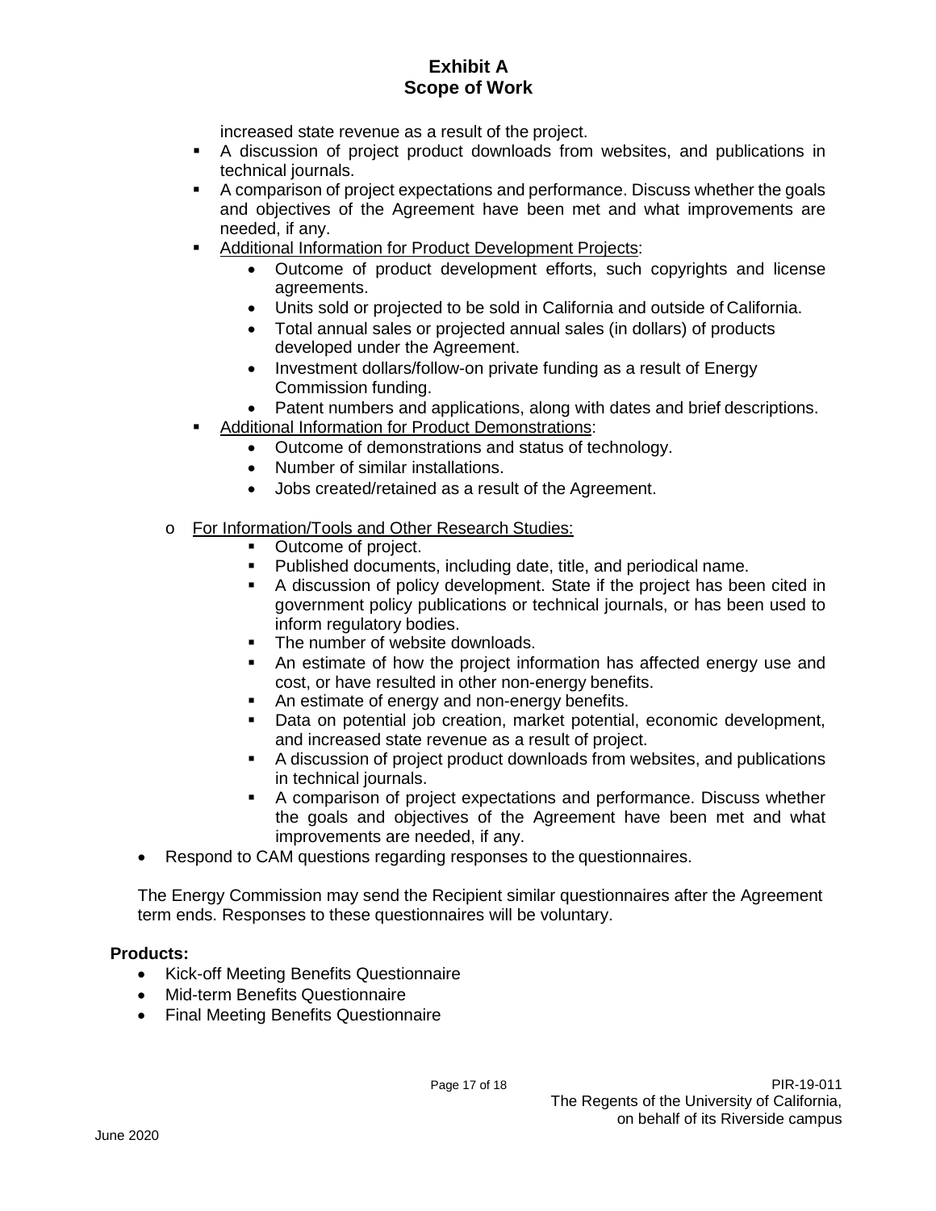increased state revenue as a result of the project.

- A discussion of project product downloads from websites, and publications in technical journals.
- A comparison of project expectations and performance. Discuss whether the goals and objectives of the Agreement have been met and what improvements are needed, if any.
- Additional Information for Product Development Projects:
    - Outcome of product development efforts, such copyrights and license agreements.
    - Units sold or projected to be sold in California and outside of California.
    - Total annual sales or projected annual sales (in dollars) of products developed under the Agreement.
    - Investment dollars/follow-on private funding as a result of Energy Commission funding.
    - Patent numbers and applications, along with dates and brief descriptions.
- Additional Information for Product Demonstrations:
    - Outcome of demonstrations and status of technology.
    - Number of similar installations.
    - Jobs created/retained as a result of the Agreement.

- For Information/Tools and Other Research Studies:
    - Outcome of project.
    - Published documents, including date, title, and periodical name.
    - A discussion of policy development. State if the project has been cited in government policy publications or technical journals, or has been used to inform regulatory bodies.
    - The number of website downloads.
    - An estimate of how the project information has affected energy use and cost, or have resulted in other non-energy benefits.
    - An estimate of energy and non-energy benefits.
    - Data on potential job creation, market potential, economic development, and increased state revenue as a result of project.
    - A discussion of project product downloads from websites, and publications in technical journals.
    - A comparison of project expectations and performance. Discuss whether the goals and objectives of the Agreement have been met and what improvements are needed, if any.

- Respond to CAM questions regarding responses to the questionnaires.

The Energy Commission may send the Recipient similar questionnaires after the Agreement term ends. Responses to these questionnaires will be voluntary.

**Products:**

- Kick-off Meeting Benefits Questionnaire
- Mid-term Benefits Questionnaire
- Final Meeting Benefits Questionnaire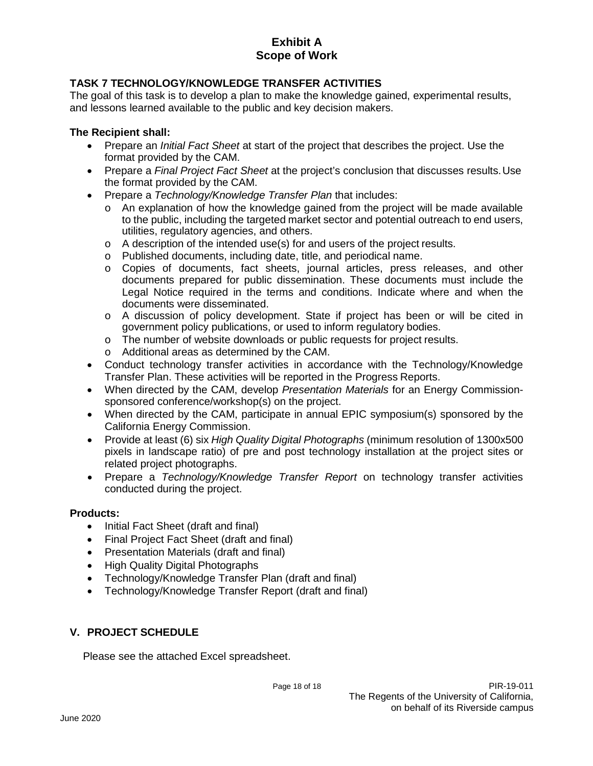# Exhibit A
# Scope of Work

### TASK 7 TECHNOLOGY/KNOWLEDGE TRANSFER ACTIVITIES

The goal of this task is to develop a plan to make the knowledge gained, experimental results, and lessons learned available to the public and key decision makers.

**The Recipient shall:**

- Prepare an *Initial Fact Sheet* at start of the project that describes the project. Use the format provided by the CAM.
- Prepare a *Final Project Fact Sheet* at the project's conclusion that discusses results. Use the format provided by the CAM.
- Prepare a *Technology/Knowledge Transfer Plan* that includes:
  - An explanation of how the knowledge gained from the project will be made available to the public, including the targeted market sector and potential outreach to end users, utilities, regulatory agencies, and others.
  - A description of the intended use(s) for and users of the project results.
  - Published documents, including date, title, and periodical name.
  - Copies of documents, fact sheets, journal articles, press releases, and other documents prepared for public dissemination. These documents must include the Legal Notice required in the terms and conditions. Indicate where and when the documents were disseminated.
  - A discussion of policy development. State if project has been or will be cited in government policy publications, or used to inform regulatory bodies.
  - The number of website downloads or public requests for project results.
  - Additional areas as determined by the CAM.
- Conduct technology transfer activities in accordance with the Technology/Knowledge Transfer Plan. These activities will be reported in the Progress Reports.
- When directed by the CAM, develop *Presentation Materials* for an Energy Commission-sponsored conference/workshop(s) on the project.
- When directed by the CAM, participate in annual EPIC symposium(s) sponsored by the California Energy Commission.
- Provide at least (6) six *High Quality Digital Photographs* (minimum resolution of 1300x500 pixels in landscape ratio) of pre and post technology installation at the project sites or related project photographs.
- Prepare a *Technology/Knowledge Transfer Report* on technology transfer activities conducted during the project.

**Products:**

- Initial Fact Sheet (draft and final)
- Final Project Fact Sheet (draft and final)
- Presentation Materials (draft and final)
- High Quality Digital Photographs
- Technology/Knowledge Transfer Plan (draft and final)
- Technology/Knowledge Transfer Report (draft and final)

## V. PROJECT SCHEDULE

Please see the attached Excel spreadsheet.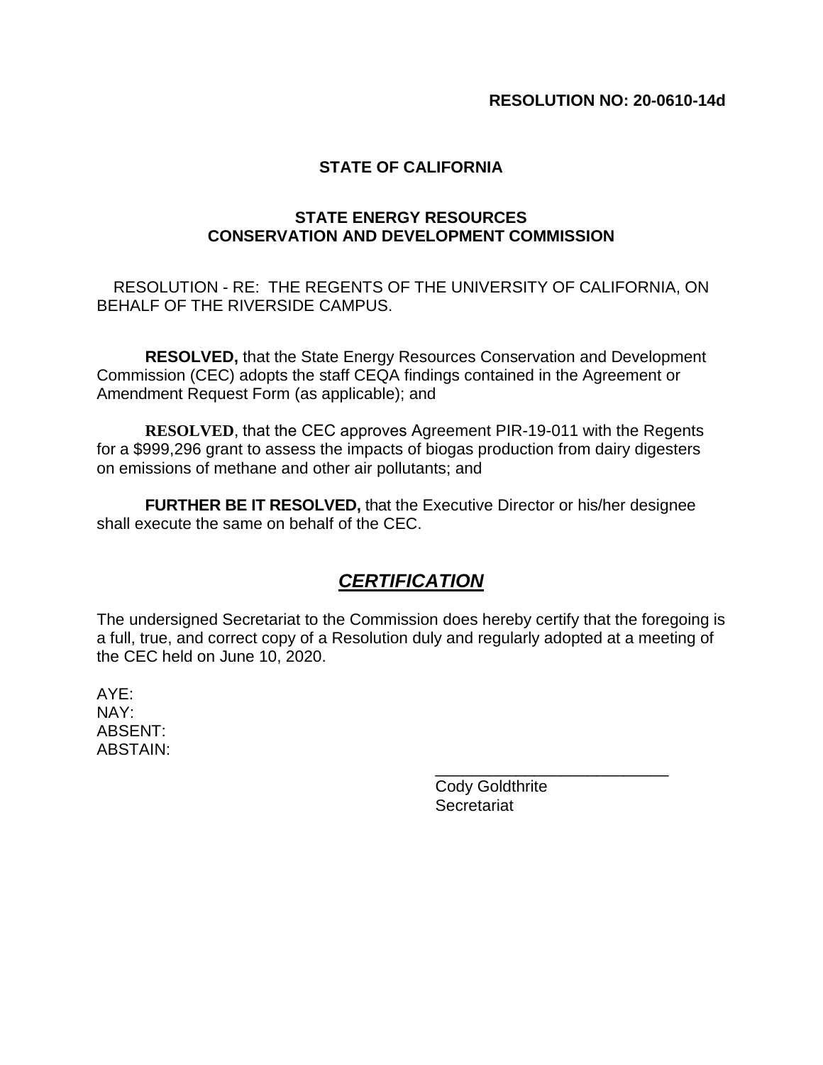**RESOLUTION NO: 20-0610-14d**

**STATE OF CALIFORNIA**

**STATE ENERGY RESOURCES**
**CONSERVATION AND DEVELOPMENT COMMISSION**

RESOLUTION - RE: THE REGENTS OF THE UNIVERSITY OF CALIFORNIA, ON BEHALF OF THE RIVERSIDE CAMPUS.

**RESOLVED,** that the State Energy Resources Conservation and Development Commission (CEC) adopts the staff CEQA findings contained in the Agreement or Amendment Request Form (as applicable); and

**RESOLVED**, that the CEC approves Agreement PIR-19-011 with the Regents for a $999,296 grant to assess the impacts of biogas production from dairy digesters on emissions of methane and other air pollutants; and

**FURTHER BE IT RESOLVED,** that the Executive Director or his/her designee shall execute the same on behalf of the CEC.

## ***CERTIFICATION***

The undersigned Secretariat to the Commission does hereby certify that the foregoing is a full, true, and correct copy of a Resolution duly and regularly adopted at a meeting of the CEC held on June 10, 2020.

AYE:
NAY:
ABSENT:
ABSTAIN:

___________________________
Cody Goldthrite
Secretariat